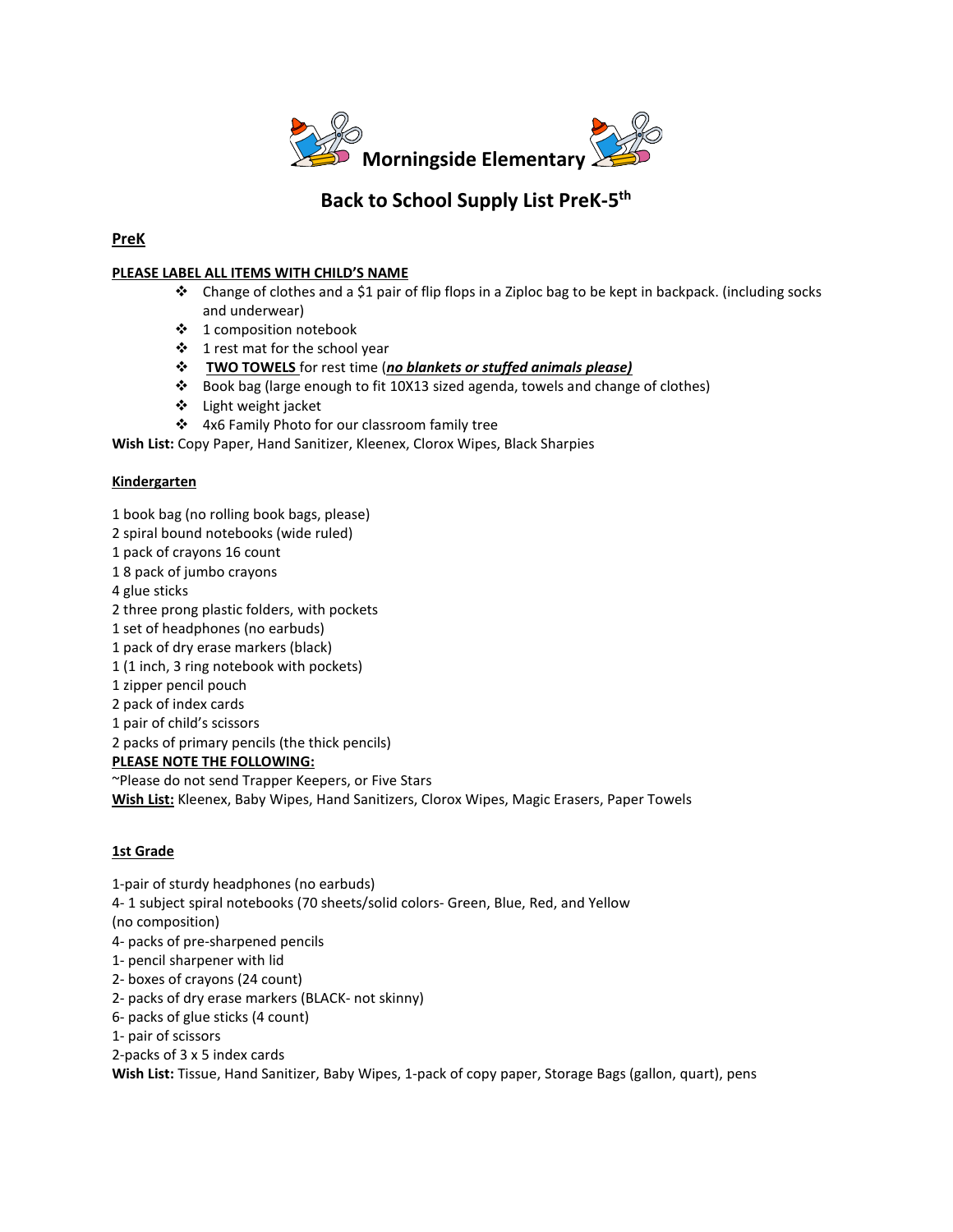# Morningside Elementary

## Back to School Supply List PreK-5th

### PreK

**PLEASE LABEL ALL ITEMS WITH CHILD'S NAME**

- Change of clothes and a $1 pair of flip flops in a Ziploc bag to be kept in backpack. (including socks and underwear)
- 1 composition notebook
- 1 rest mat for the school year
- **TWO TOWELS** for rest time (***no blankets or stuffed animals please)***
- Book bag (large enough to fit 10X13 sized agenda, towels and change of clothes)
- Light weight jacket
- 4x6 Family Photo for our classroom family tree

**Wish List:** Copy Paper, Hand Sanitizer, Kleenex, Clorox Wipes, Black Sharpies

### Kindergarten

1 book bag (no rolling book bags, please)
2 spiral bound notebooks (wide ruled)
1 pack of crayons 16 count
1 8 pack of jumbo crayons
4 glue sticks
2 three prong plastic folders, with pockets
1 set of headphones (no earbuds)
1 pack of dry erase markers (black)
1 (1 inch, 3 ring notebook with pockets)
1 zipper pencil pouch
2 pack of index cards
1 pair of child's scissors
2 packs of primary pencils (the thick pencils)

**PLEASE NOTE THE FOLLOWING:**

~Please do not send Trapper Keepers, or Five Stars

**Wish List:** Kleenex, Baby Wipes, Hand Sanitizers, Clorox Wipes, Magic Erasers, Paper Towels

### 1st Grade

1-pair of sturdy headphones (no earbuds)
4- 1 subject spiral notebooks (70 sheets/solid colors- Green, Blue, Red, and Yellow (no composition)
4- packs of pre-sharpened pencils
1- pencil sharpener with lid
2- boxes of crayons (24 count)
2- packs of dry erase markers (BLACK- not skinny)
6- packs of glue sticks (4 count)
1- pair of scissors
2-packs of 3 x 5 index cards

**Wish List:** Tissue, Hand Sanitizer, Baby Wipes, 1-pack of copy paper, Storage Bags (gallon, quart), pens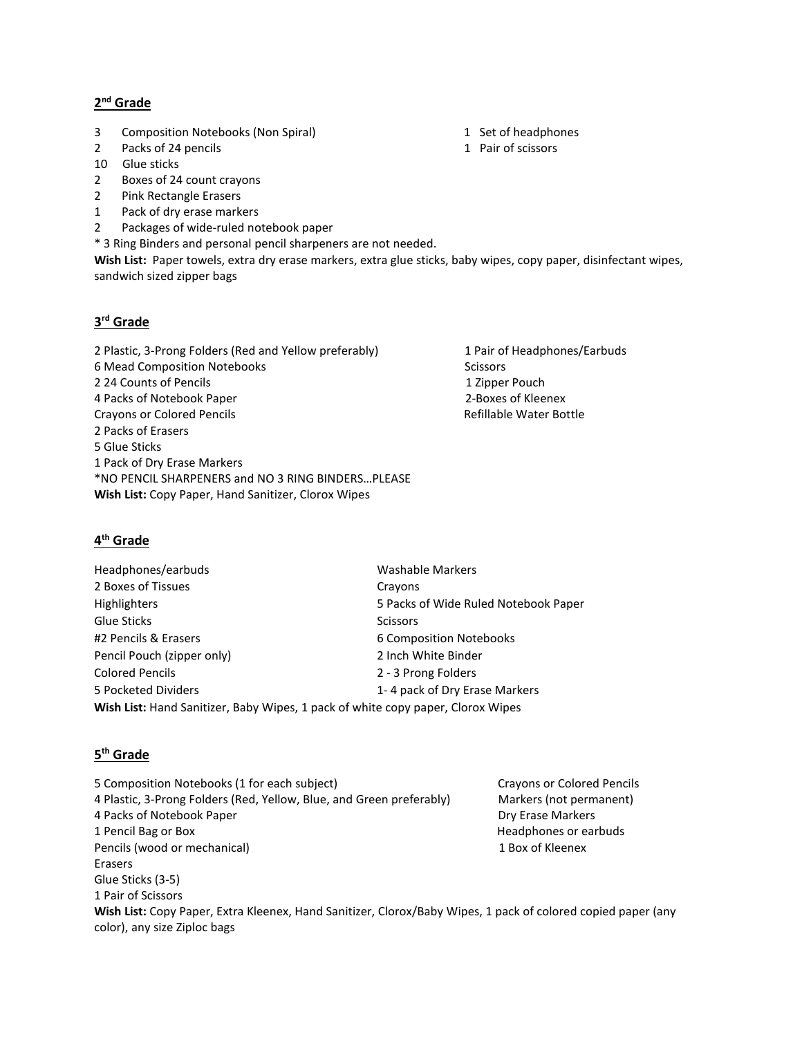## 2nd Grade

3 Composition Notebooks (Non Spiral)
2 Packs of 24 pencils
10 Glue sticks
2 Boxes of 24 count crayons
2 Pink Rectangle Erasers
1 Pack of dry erase markers
2 Packages of wide-ruled notebook paper
1 Set of headphones
1 Pair of scissors

* 3 Ring Binders and personal pencil sharpeners are not needed.

**Wish List:** Paper towels, extra dry erase markers, extra glue sticks, baby wipes, copy paper, disinfectant wipes, sandwich sized zipper bags

## 3rd Grade

2 Plastic, 3-Prong Folders (Red and Yellow preferably)
6 Mead Composition Notebooks
2 24 Counts of Pencils
4 Packs of Notebook Paper
Crayons or Colored Pencils
2 Packs of Erasers
5 Glue Sticks
1 Pack of Dry Erase Markers
1 Pair of Headphones/Earbuds
Scissors
1 Zipper Pouch
2-Boxes of Kleenex
Refillable Water Bottle

*NO PENCIL SHARPENERS and NO 3 RING BINDERS…PLEASE

**Wish List:** Copy Paper, Hand Sanitizer, Clorox Wipes

## 4th Grade

Headphones/earbuds
2 Boxes of Tissues
Highlighters
Glue Sticks
#2 Pencils & Erasers
Pencil Pouch (zipper only)
Colored Pencils
5 Pocketed Dividers
Washable Markers
Crayons
5 Packs of Wide Ruled Notebook Paper
Scissors
6 Composition Notebooks
2 Inch White Binder
2 - 3 Prong Folders
1- 4 pack of Dry Erase Markers

**Wish List:** Hand Sanitizer, Baby Wipes, 1 pack of white copy paper, Clorox Wipes

## 5th Grade

5 Composition Notebooks (1 for each subject)
4 Plastic, 3-Prong Folders (Red, Yellow, Blue, and Green preferably)
4 Packs of Notebook Paper
1 Pencil Bag or Box
Pencils (wood or mechanical)
Erasers
Glue Sticks (3-5)
1 Pair of Scissors
Crayons or Colored Pencils
Markers (not permanent)
Dry Erase Markers
Headphones or earbuds
1 Box of Kleenex

**Wish List:** Copy Paper, Extra Kleenex, Hand Sanitizer, Clorox/Baby Wipes, 1 pack of colored copied paper (any color), any size Ziploc bags